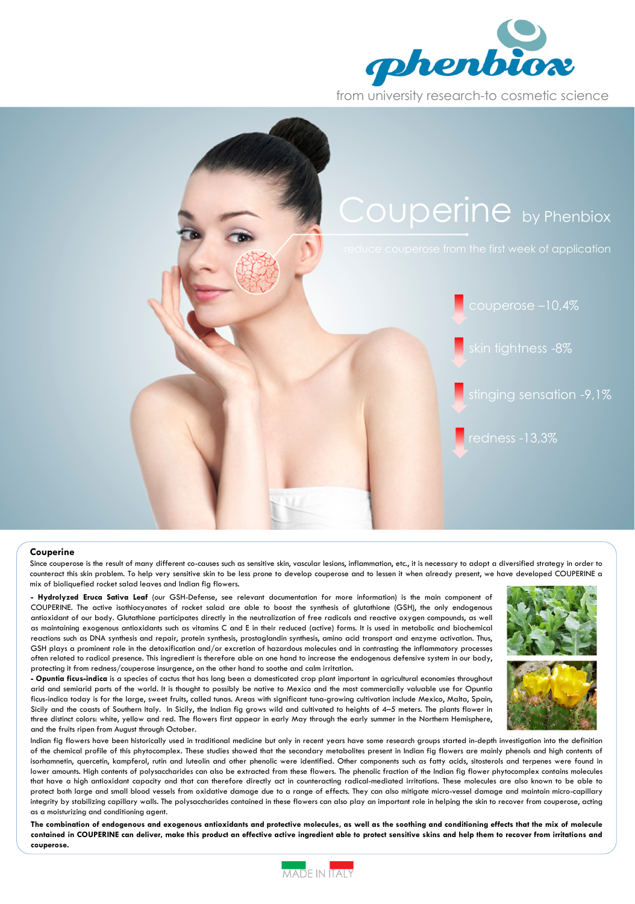phenbiox

from university research-to cosmetic science

# Couperine by Phenbiox

reduce couperose from the first week of application

- couperose –10,4%
- skin tightness -8%
- stinging sensation -9,1%
- redness -13,3%

## Couperine

Since couperose is the result of many different co-causes such as sensitive skin, vascular lesions, inflammation, etc., it is necessary to adopt a diversified strategy in order to counteract this skin problem. To help very sensitive skin to be less prone to develop couperose and to lessen it when already present, we have developed COUPERINE a mix of bioliquefied rocket salad leaves and Indian fig flowers.

**- Hydrolyzed Eruca Sativa Leaf** (our GSH-Defense, see relevant documentation for more information) is the main component of COUPERINE. The active isothiocyanates of rocket salad are able to boost the synthesis of glutathione (GSH), the only endogenous antioxidant of our body. Glutathione participates directly in the neutralization of free radicals and reactive oxygen compounds, as well as maintaining exogenous antioxidants such as vitamins C and E in their reduced (active) forms. It is used in metabolic and biochemical reactions such as DNA synthesis and repair, protein synthesis, prostaglandin synthesis, amino acid transport and enzyme activation. Thus, GSH plays a prominent role in the detoxification and/or excretion of hazardous molecules and in contrasting the inflammatory processes often related to radical presence. This ingredient is therefore able on one hand to increase the endogenous defensive system in our body, protecting it from redness/couperose insurgence, on the other hand to soothe and calm irritation.

**- Opuntia ficus-indica** is a species of cactus that has long been a domesticated crop plant important in agricultural economies throughout arid and semiarid parts of the world. It is thought to possibly be native to Mexico and the most commercially valuable use for Opuntia ficus-indica today is for the large, sweet fruits, called tunas. Areas with significant tuna-growing cultivation include Mexico, Malta, Spain, Sicily and the coasts of Southern Italy. In Sicily, the Indian fig grows wild and cultivated to heights of 4–5 meters. The plants flower in three distinct colors: white, yellow and red. The flowers first appear in early May through the early summer in the Northern Hemisphere, and the fruits ripen from August through October.

Indian fig flowers have been historically used in traditional medicine but only in recent years have some research groups started in-depth investigation into the definition of the chemical profile of this phytocomplex. These studies showed that the secondary metabolites present in Indian fig flowers are mainly phenols and high contents of isorhamnetin, quercetin, kampferol, rutin and luteolin and other phenolic were identified. Other components such as fatty acids, sitosterols and terpenes were found in lower amounts. High contents of polysaccharides can also be extracted from these flowers. The phenolic fraction of the Indian fig flower phytocomplex contains molecules that have a high antioxidant capacity and that can therefore directly act in counteracting radical-mediated irritations. These molecules are also known to be able to protect both large and small blood vessels from oxidative damage due to a range of effects. They can also mitigate micro-vessel damage and maintain micro-capillary integrity by stabilizing capillary walls. The polysaccharides contained in these flowers can also play an important role in helping the skin to recover from couperose, acting as a moisturizing and conditioning agent.

**The combination of endogenous and exogenous antioxidants and protective molecules, as well as the soothing and conditioning effects that the mix of molecule contained in COUPERINE can deliver, make this product an effective active ingredient able to protect sensitive skins and help them to recover from irritations and couperose.**

MADE IN ITALY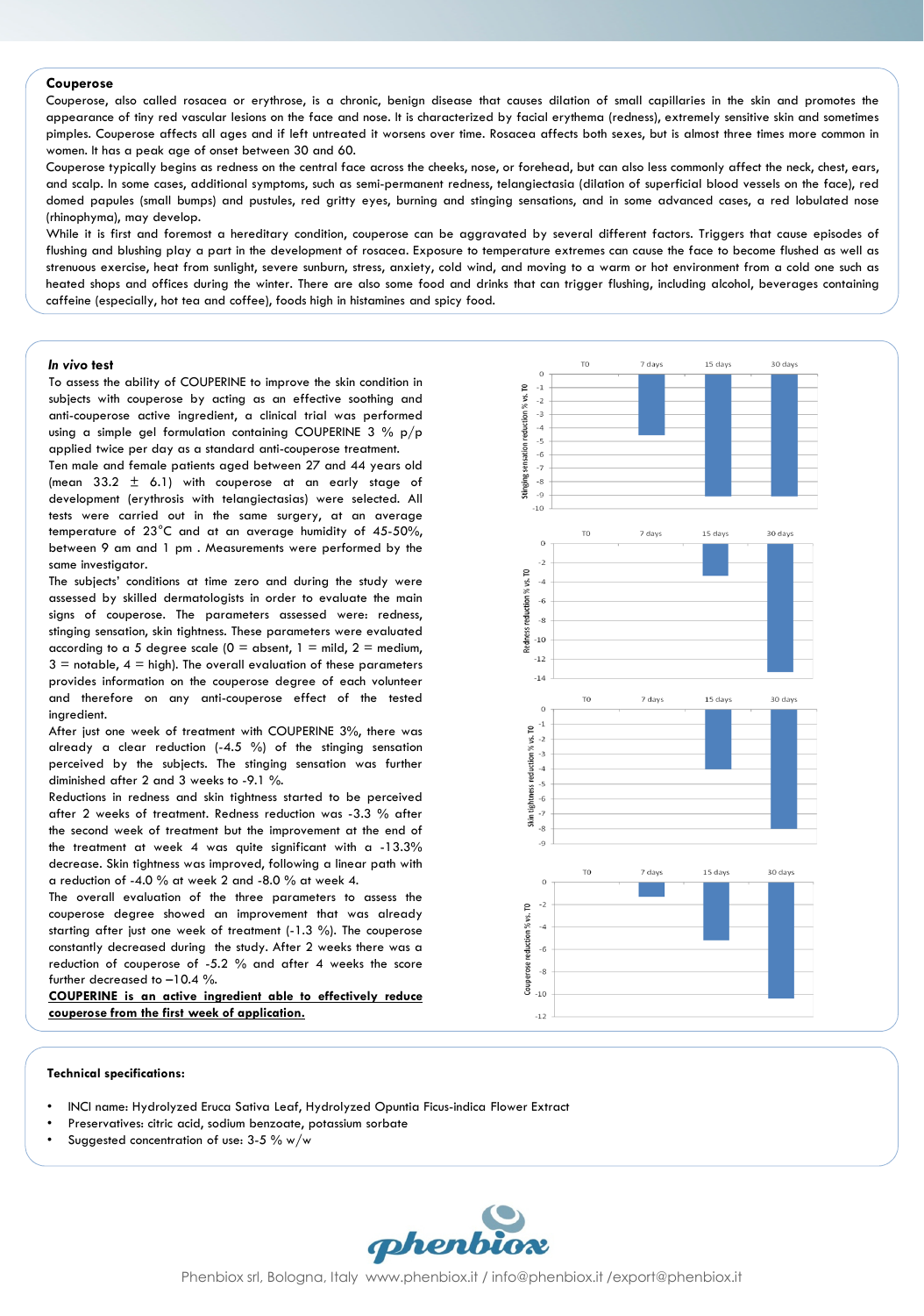## Couperose

Couperose, also called rosacea or erythrose, is a chronic, benign disease that causes dilation of small capillaries in the skin and promotes the appearance of tiny red vascular lesions on the face and nose. It is characterized by facial erythema (redness), extremely sensitive skin and sometimes pimples. Couperose affects all ages and if left untreated it worsens over time. Rosacea affects both sexes, but is almost three times more common in women. It has a peak age of onset between 30 and 60.

Couperose typically begins as redness on the central face across the cheeks, nose, or forehead, but can also less commonly affect the neck, chest, ears, and scalp. In some cases, additional symptoms, such as semi-permanent redness, telangiectasia (dilation of superficial blood vessels on the face), red domed papules (small bumps) and pustules, red gritty eyes, burning and stinging sensations, and in some advanced cases, a red lobulated nose (rhinophyma), may develop.

While it is first and foremost a hereditary condition, couperose can be aggravated by several different factors. Triggers that cause episodes of flushing and blushing play a part in the development of rosacea. Exposure to temperature extremes can cause the face to become flushed as well as strenuous exercise, heat from sunlight, severe sunburn, stress, anxiety, cold wind, and moving to a warm or hot environment from a cold one such as heated shops and offices during the winter. There are also some food and drinks that can trigger flushing, including alcohol, beverages containing caffeine (especially, hot tea and coffee), foods high in histamines and spicy food.

## *In vivo* test

To assess the ability of COUPERINE to improve the skin condition in subjects with couperose by acting as an effective soothing and anti-couperose active ingredient, a clinical trial was performed using a simple gel formulation containing COUPERINE 3 % p/p applied twice per day as a standard anti-couperose treatment.

Ten male and female patients aged between 27 and 44 years old (mean 33.2 ± 6.1) with couperose at an early stage of development (erythrosis with telangiectasias) were selected. All tests were carried out in the same surgery, at an average temperature of 23°C and at an average humidity of 45-50%, between 9 am and 1 pm . Measurements were performed by the same investigator.

The subjects' conditions at time zero and during the study were assessed by skilled dermatologists in order to evaluate the main signs of couperose. The parameters assessed were: redness, stinging sensation, skin tightness. These parameters were evaluated according to a 5 degree scale (0 = absent, 1 = mild, 2 = medium, 3 = notable, 4 = high). The overall evaluation of these parameters provides information on the couperose degree of each volunteer and therefore on any anti-couperose effect of the tested ingredient.

After just one week of treatment with COUPERINE 3%, there was already a clear reduction (-4.5 %) of the stinging sensation perceived by the subjects. The stinging sensation was further diminished after 2 and 3 weeks to -9.1 %.

Reductions in redness and skin tightness started to be perceived after 2 weeks of treatment. Redness reduction was -3.3 % after the second week of treatment but the improvement at the end of the treatment at week 4 was quite significant with a -13.3% decrease. Skin tightness was improved, following a linear path with a reduction of -4.0 % at week 2 and -8.0 % at week 4.

The overall evaluation of the three parameters to assess the couperose degree showed an improvement that was already starting after just one week of treatment (-1.3 %). The couperose constantly decreased during the study. After 2 weeks there was a reduction of couperose of -5.2 % and after 4 weeks the score further decreased to –10.4 %.

**COUPERINE is an active ingredient able to effectively reduce couperose from the first week of application.**

T0
7 days
15 days
30 days
Stinging sensation reduction % vs. T0
0
-1
-2
-3
-4
-5
-6
-7
-8
-9
-10

T0
7 days
15 days
30 days
Redness reduction % vs. T0
0
-2
-4
-6
-8
-10
-12
-14

T0
7 days
15 days
30 days
Skin tightness reduction % vs. T0
0
-1
-2
-3
-4
-5
-6
-7
-8
-9

T0
7 days
15 days
30 days
Couperose reduction % vs. T0
0
-2
-4
-6
-8
-10
-12

**Technical specifications:**

- INCI name: Hydrolyzed Eruca Sativa Leaf, Hydrolyzed Opuntia Ficus-indica Flower Extract
- Preservatives: citric acid, sodium benzoate, potassium sorbate
- Suggested concentration of use: 3-5 % w/w

phenbiox

Phenbiox srl, Bologna, Italy www.phenbiox.it / info@phenbiox.it /export@phenbiox.it